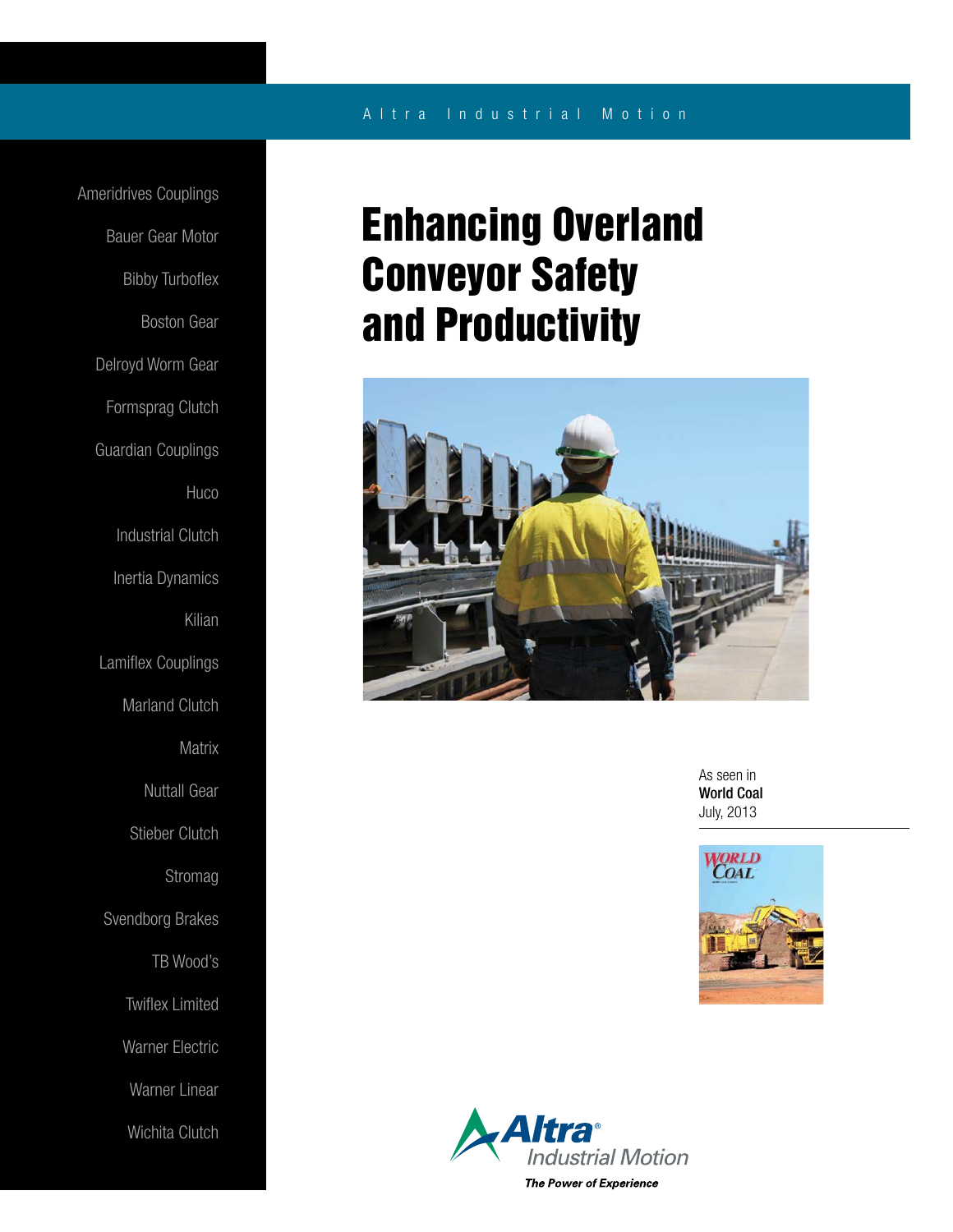Altra Industrial Motion

Ameridrives Couplings

Bauer Gear Motor

Bibby Turboflex

Boston Gear

Delroyd Worm Gear

Formsprag Clutch

Guardian Couplings

Huco

Industrial Clutch

Inertia Dynamics

Kilian

Lamiflex Couplings

Marland Clutch

Matrix

Nuttall Gear

Stieber Clutch

Stromag

Svendborg Brakes

TB Wood's

Twiflex Limited

Warner Electric

Warner Linear

Wichita Clutch

# Enhancing Overland Conveyor Safety and Productivity

As seen in
**World Coal**
July, 2013

Altra® Industrial Motion

*The Power of Experience*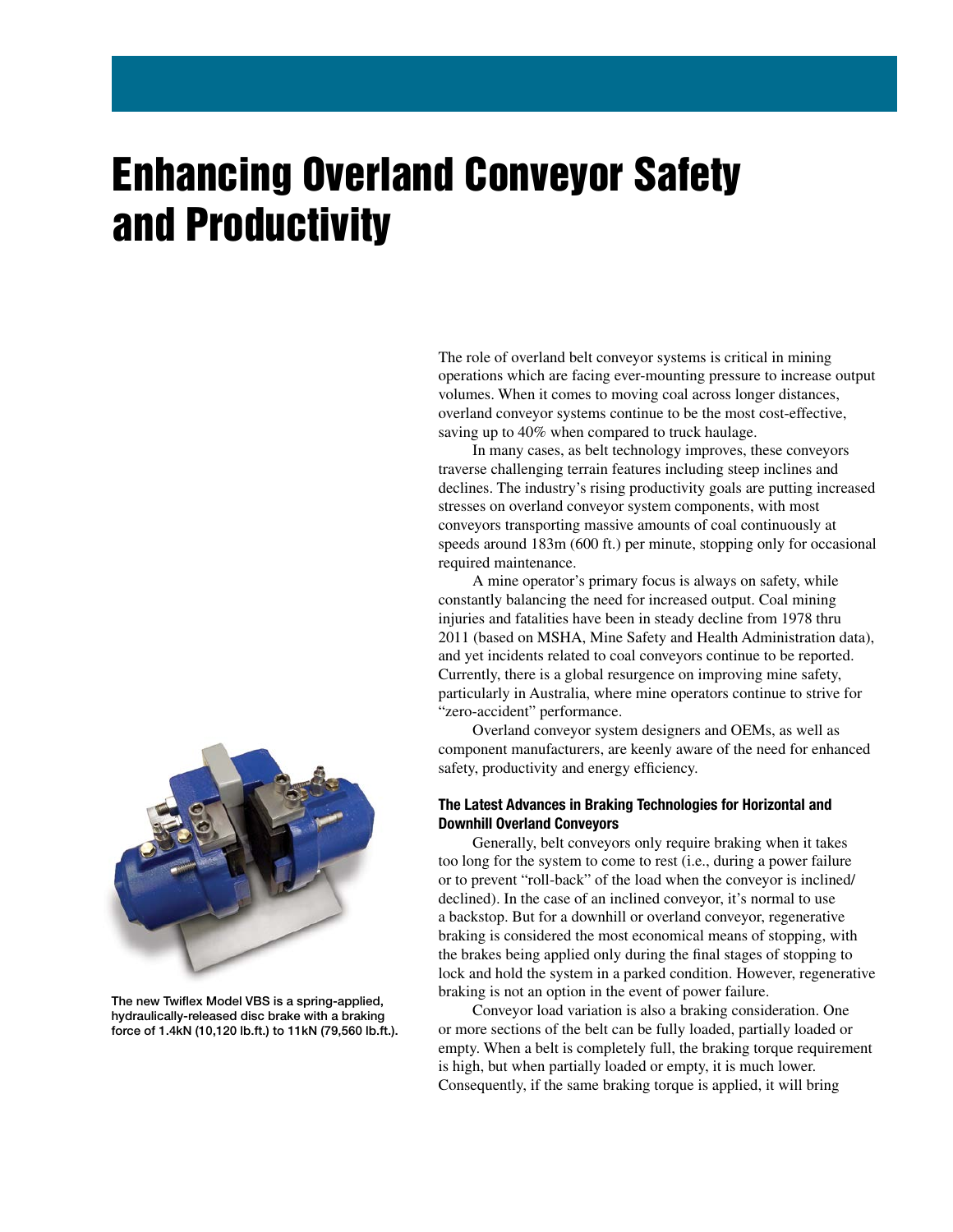# Enhancing Overland Conveyor Safety and Productivity

The role of overland belt conveyor systems is critical in mining operations which are facing ever-mounting pressure to increase output volumes. When it comes to moving coal across longer distances, overland conveyor systems continue to be the most cost-effective, saving up to 40% when compared to truck haulage.

In many cases, as belt technology improves, these conveyors traverse challenging terrain features including steep inclines and declines. The industry's rising productivity goals are putting increased stresses on overland conveyor system components, with most conveyors transporting massive amounts of coal continuously at speeds around 183m (600 ft.) per minute, stopping only for occasional required maintenance.

A mine operator's primary focus is always on safety, while constantly balancing the need for increased output. Coal mining injuries and fatalities have been in steady decline from 1978 thru 2011 (based on MSHA, Mine Safety and Health Administration data), and yet incidents related to coal conveyors continue to be reported. Currently, there is a global resurgence on improving mine safety, particularly in Australia, where mine operators continue to strive for "zero-accident" performance.

Overland conveyor system designers and OEMs, as well as component manufacturers, are keenly aware of the need for enhanced safety, productivity and energy efficiency.

The new Twiflex Model VBS is a spring-applied, hydraulically-released disc brake with a braking force of 1.4kN (10,120 lb.ft.) to 11kN (79,560 lb.ft.).

### The Latest Advances in Braking Technologies for Horizontal and Downhill Overland Conveyors

Generally, belt conveyors only require braking when it takes too long for the system to come to rest (i.e., during a power failure or to prevent "roll-back" of the load when the conveyor is inclined/declined). In the case of an inclined conveyor, it's normal to use a backstop. But for a downhill or overland conveyor, regenerative braking is considered the most economical means of stopping, with the brakes being applied only during the final stages of stopping to lock and hold the system in a parked condition. However, regenerative braking is not an option in the event of power failure.

Conveyor load variation is also a braking consideration. One or more sections of the belt can be fully loaded, partially loaded or empty. When a belt is completely full, the braking torque requirement is high, but when partially loaded or empty, it is much lower. Consequently, if the same braking torque is applied, it will bring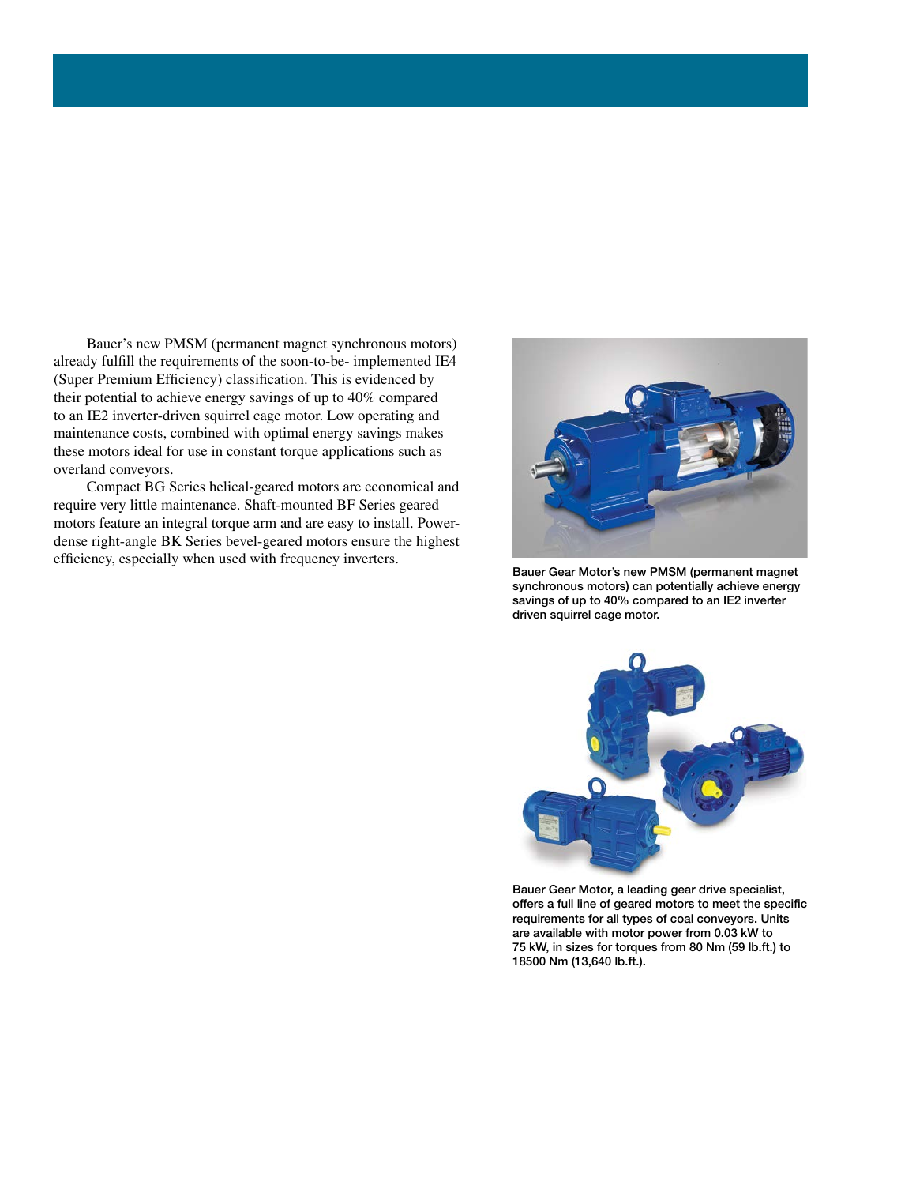Bauer's new PMSM (permanent magnet synchronous motors) already fulfill the requirements of the soon-to-be- implemented IE4 (Super Premium Efficiency) classification. This is evidenced by their potential to achieve energy savings of up to 40% compared to an IE2 inverter-driven squirrel cage motor. Low operating and maintenance costs, combined with optimal energy savings makes these motors ideal for use in constant torque applications such as overland conveyors.

Compact BG Series helical-geared motors are economical and require very little maintenance. Shaft-mounted BF Series geared motors feature an integral torque arm and are easy to install. Power-dense right-angle BK Series bevel-geared motors ensure the highest efficiency, especially when used with frequency inverters.

**Bauer Gear Motor's new PMSM (permanent magnet synchronous motors) can potentially achieve energy savings of up to 40% compared to an IE2 inverter driven squirrel cage motor.**

**Bauer Gear Motor, a leading gear drive specialist, offers a full line of geared motors to meet the specific requirements for all types of coal conveyors. Units are available with motor power from 0.03 kW to 75 kW, in sizes for torques from 80 Nm (59 lb.ft.) to 18500 Nm (13,640 lb.ft.).**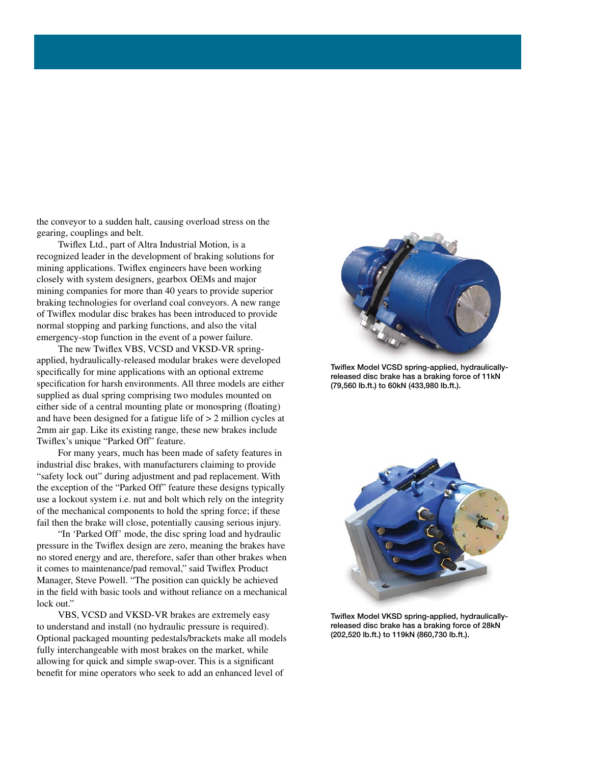the conveyor to a sudden halt, causing overload stress on the gearing, couplings and belt.

Twiflex Ltd., part of Altra Industrial Motion, is a recognized leader in the development of braking solutions for mining applications. Twiflex engineers have been working closely with system designers, gearbox OEMs and major mining companies for more than 40 years to provide superior braking technologies for overland coal conveyors. A new range of Twiflex modular disc brakes has been introduced to provide normal stopping and parking functions, and also the vital emergency-stop function in the event of a power failure.

The new Twiflex VBS, VCSD and VKSD-VR spring-applied, hydraulically-released modular brakes were developed specifically for mine applications with an optional extreme specification for harsh environments. All three models are either supplied as dual spring comprising two modules mounted on either side of a central mounting plate or monospring (floating) and have been designed for a fatigue life of > 2 million cycles at 2mm air gap. Like its existing range, these new brakes include Twiflex's unique "Parked Off" feature.

For many years, much has been made of safety features in industrial disc brakes, with manufacturers claiming to provide "safety lock out" during adjustment and pad replacement. With the exception of the "Parked Off" feature these designs typically use a lockout system i.e. nut and bolt which rely on the integrity of the mechanical components to hold the spring force; if these fail then the brake will close, potentially causing serious injury.

"In 'Parked Off' mode, the disc spring load and hydraulic pressure in the Twiflex design are zero, meaning the brakes have no stored energy and are, therefore, safer than other brakes when it comes to maintenance/pad removal," said Twiflex Product Manager, Steve Powell. "The position can quickly be achieved in the field with basic tools and without reliance on a mechanical lock out."

VBS, VCSD and VKSD-VR brakes are extremely easy to understand and install (no hydraulic pressure is required). Optional packaged mounting pedestals/brackets make all models fully interchangeable with most brakes on the market, while allowing for quick and simple swap-over. This is a significant benefit for mine operators who seek to add an enhanced level of

Twiflex Model VCSD spring-applied, hydraulically-released disc brake has a braking force of 11kN (79,560 lb.ft.) to 60kN (433,980 lb.ft.).

Twiflex Model VKSD spring-applied, hydraulically-released disc brake has a braking force of 28kN (202,520 lb.ft.) to 119kN (860,730 lb.ft.).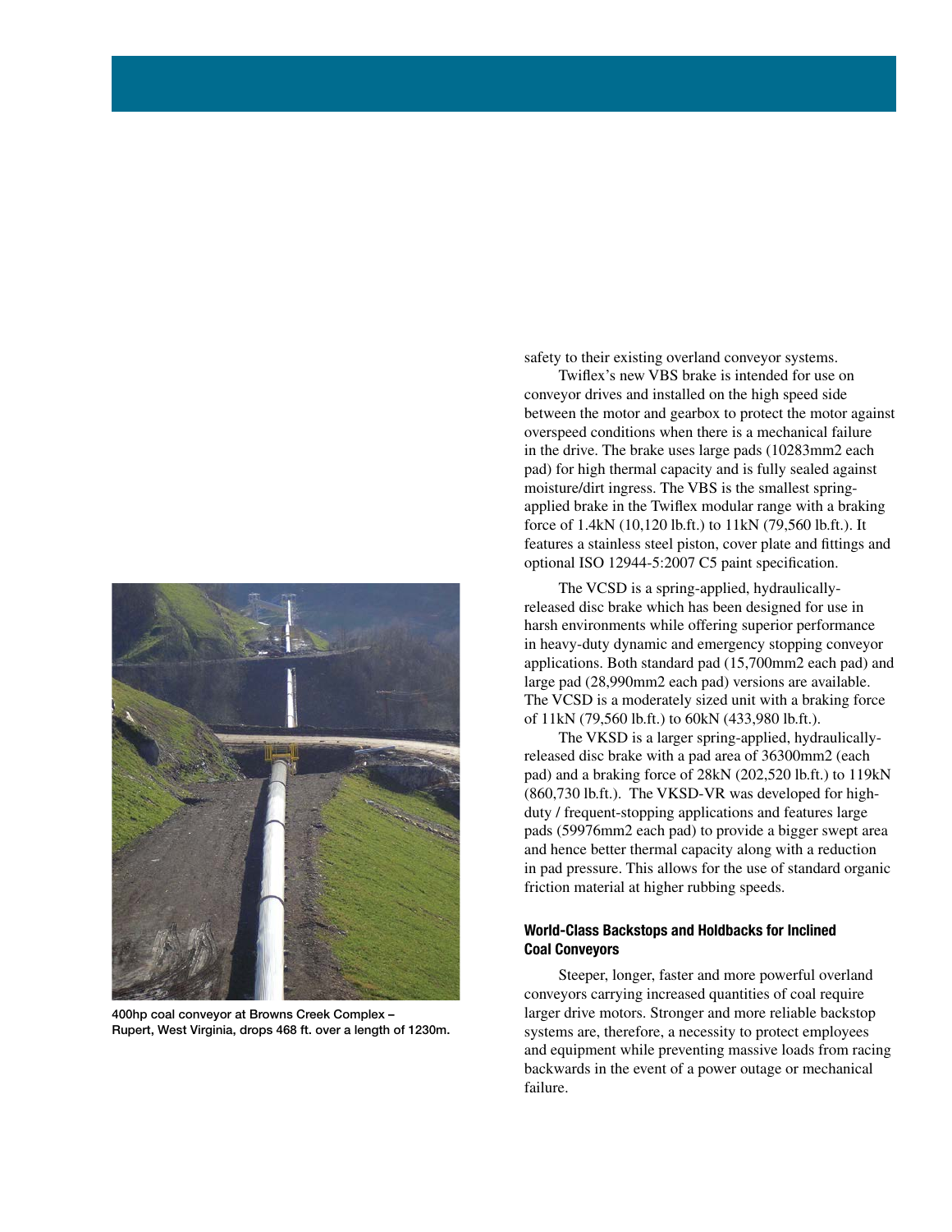safety to their existing overland conveyor systems.

Twiflex's new VBS brake is intended for use on conveyor drives and installed on the high speed side between the motor and gearbox to protect the motor against overspeed conditions when there is a mechanical failure in the drive. The brake uses large pads (10283mm2 each pad) for high thermal capacity and is fully sealed against moisture/dirt ingress. The VBS is the smallest spring-applied brake in the Twiflex modular range with a braking force of 1.4kN (10,120 lb.ft.) to 11kN (79,560 lb.ft.). It features a stainless steel piston, cover plate and fittings and optional ISO 12944-5:2007 C5 paint specification.

The VCSD is a spring-applied, hydraulically-released disc brake which has been designed for use in harsh environments while offering superior performance in heavy-duty dynamic and emergency stopping conveyor applications. Both standard pad (15,700mm2 each pad) and large pad (28,990mm2 each pad) versions are available. The VCSD is a moderately sized unit with a braking force of 11kN (79,560 lb.ft.) to 60kN (433,980 lb.ft.).

The VKSD is a larger spring-applied, hydraulically-released disc brake with a pad area of 36300mm2 (each pad) and a braking force of 28kN (202,520 lb.ft.) to 119kN (860,730 lb.ft.). The VKSD-VR was developed for high-duty / frequent-stopping applications and features large pads (59976mm2 each pad) to provide a bigger swept area and hence better thermal capacity along with a reduction in pad pressure. This allows for the use of standard organic friction material at higher rubbing speeds.

400hp coal conveyor at Browns Creek Complex – Rupert, West Virginia, drops 468 ft. over a length of 1230m.

#### World-Class Backstops and Holdbacks for Inclined Coal Conveyors

Steeper, longer, faster and more powerful overland conveyors carrying increased quantities of coal require larger drive motors. Stronger and more reliable backstop systems are, therefore, a necessity to protect employees and equipment while preventing massive loads from racing backwards in the event of a power outage or mechanical failure.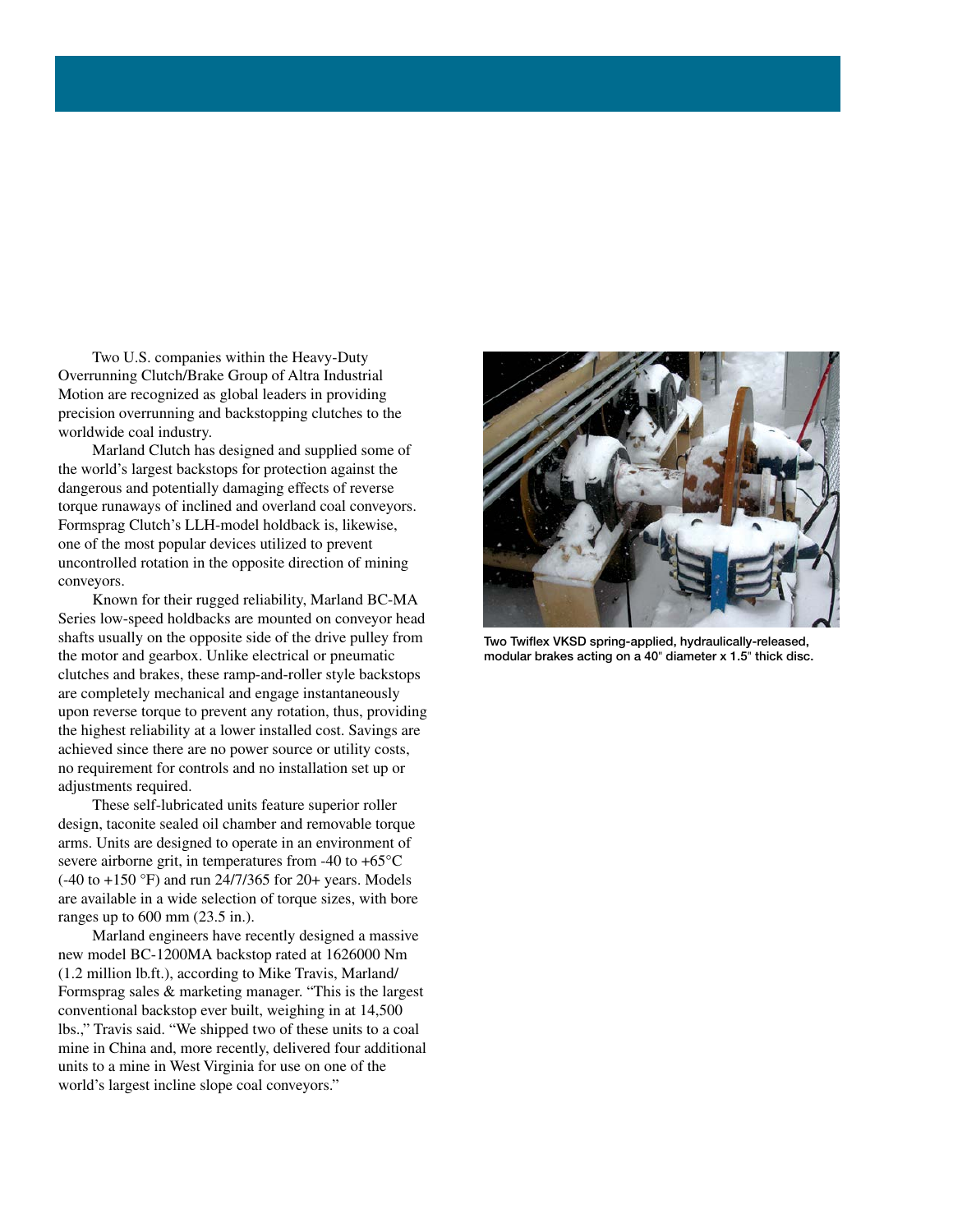Two U.S. companies within the Heavy-Duty Overrunning Clutch/Brake Group of Altra Industrial Motion are recognized as global leaders in providing precision overrunning and backstopping clutches to the worldwide coal industry.

Marland Clutch has designed and supplied some of the world's largest backstops for protection against the dangerous and potentially damaging effects of reverse torque runaways of inclined and overland coal conveyors. Formsprag Clutch's LLH-model holdback is, likewise, one of the most popular devices utilized to prevent uncontrolled rotation in the opposite direction of mining conveyors.

Known for their rugged reliability, Marland BC-MA Series low-speed holdbacks are mounted on conveyor head shafts usually on the opposite side of the drive pulley from the motor and gearbox. Unlike electrical or pneumatic clutches and brakes, these ramp-and-roller style backstops are completely mechanical and engage instantaneously upon reverse torque to prevent any rotation, thus, providing the highest reliability at a lower installed cost. Savings are achieved since there are no power source or utility costs, no requirement for controls and no installation set up or adjustments required.

These self-lubricated units feature superior roller design, taconite sealed oil chamber and removable torque arms. Units are designed to operate in an environment of severe airborne grit, in temperatures from -40 to +65°C (-40 to +150 °F) and run 24/7/365 for 20+ years. Models are available in a wide selection of torque sizes, with bore ranges up to 600 mm (23.5 in.).

Marland engineers have recently designed a massive new model BC-1200MA backstop rated at 1626000 Nm (1.2 million lb.ft.), according to Mike Travis, Marland/Formsprag sales & marketing manager. "This is the largest conventional backstop ever built, weighing in at 14,500 lbs.," Travis said. "We shipped two of these units to a coal mine in China and, more recently, delivered four additional units to a mine in West Virginia for use on one of the world's largest incline slope coal conveyors."

**Two Twiflex VKSD spring-applied, hydraulically-released, modular brakes acting on a 40" diameter x 1.5" thick disc.**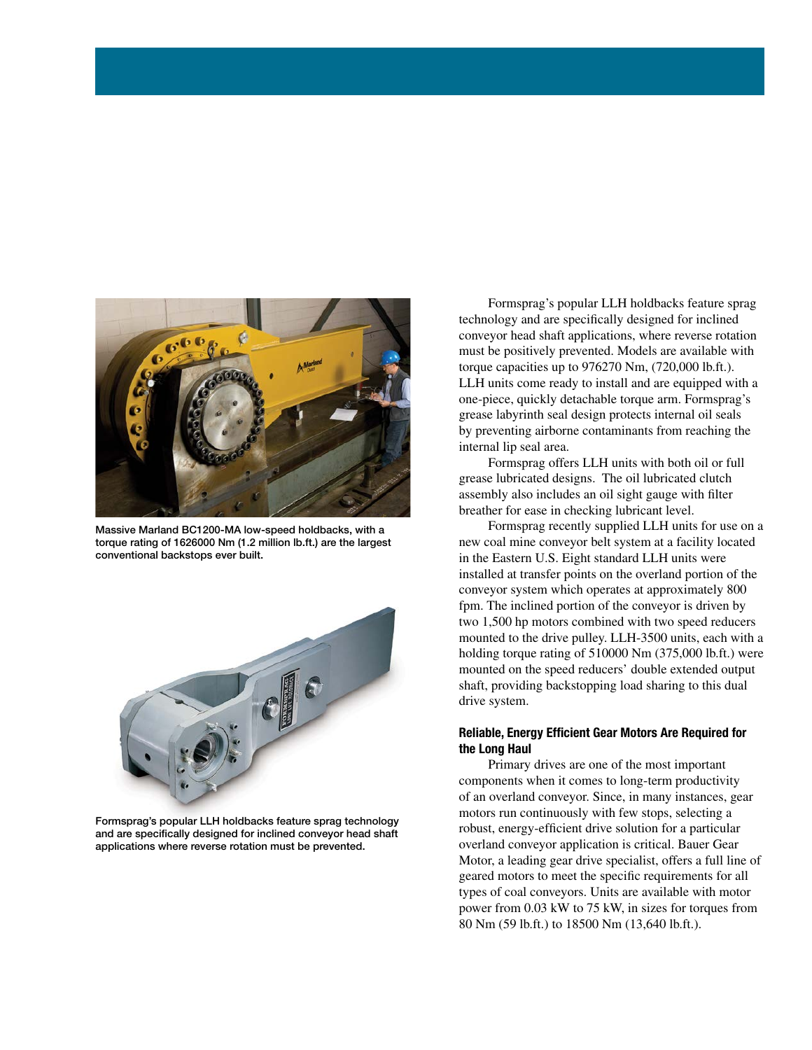Massive Marland BC1200-MA low-speed holdbacks, with a torque rating of 1626000 Nm (1.2 million lb.ft.) are the largest conventional backstops ever built.

Formsprag's popular LLH holdbacks feature sprag technology and are specifically designed for inclined conveyor head shaft applications where reverse rotation must be prevented.

Formsprag's popular LLH holdbacks feature sprag technology and are specifically designed for inclined conveyor head shaft applications, where reverse rotation must be positively prevented. Models are available with torque capacities up to 976270 Nm, (720,000 lb.ft.). LLH units come ready to install and are equipped with a one-piece, quickly detachable torque arm. Formsprag's grease labyrinth seal design protects internal oil seals by preventing airborne contaminants from reaching the internal lip seal area.

Formsprag offers LLH units with both oil or full grease lubricated designs. The oil lubricated clutch assembly also includes an oil sight gauge with filter breather for ease in checking lubricant level.

Formsprag recently supplied LLH units for use on a new coal mine conveyor belt system at a facility located in the Eastern U.S. Eight standard LLH units were installed at transfer points on the overland portion of the conveyor system which operates at approximately 800 fpm. The inclined portion of the conveyor is driven by two 1,500 hp motors combined with two speed reducers mounted to the drive pulley. LLH-3500 units, each with a holding torque rating of 510000 Nm (375,000 lb.ft.) were mounted on the speed reducers' double extended output shaft, providing backstopping load sharing to this dual drive system.

### Reliable, Energy Efficient Gear Motors Are Required for the Long Haul

Primary drives are one of the most important components when it comes to long-term productivity of an overland conveyor. Since, in many instances, gear motors run continuously with few stops, selecting a robust, energy-efficient drive solution for a particular overland conveyor application is critical. Bauer Gear Motor, a leading gear drive specialist, offers a full line of geared motors to meet the specific requirements for all types of coal conveyors. Units are available with motor power from 0.03 kW to 75 kW, in sizes for torques from 80 Nm (59 lb.ft.) to 18500 Nm (13,640 lb.ft.).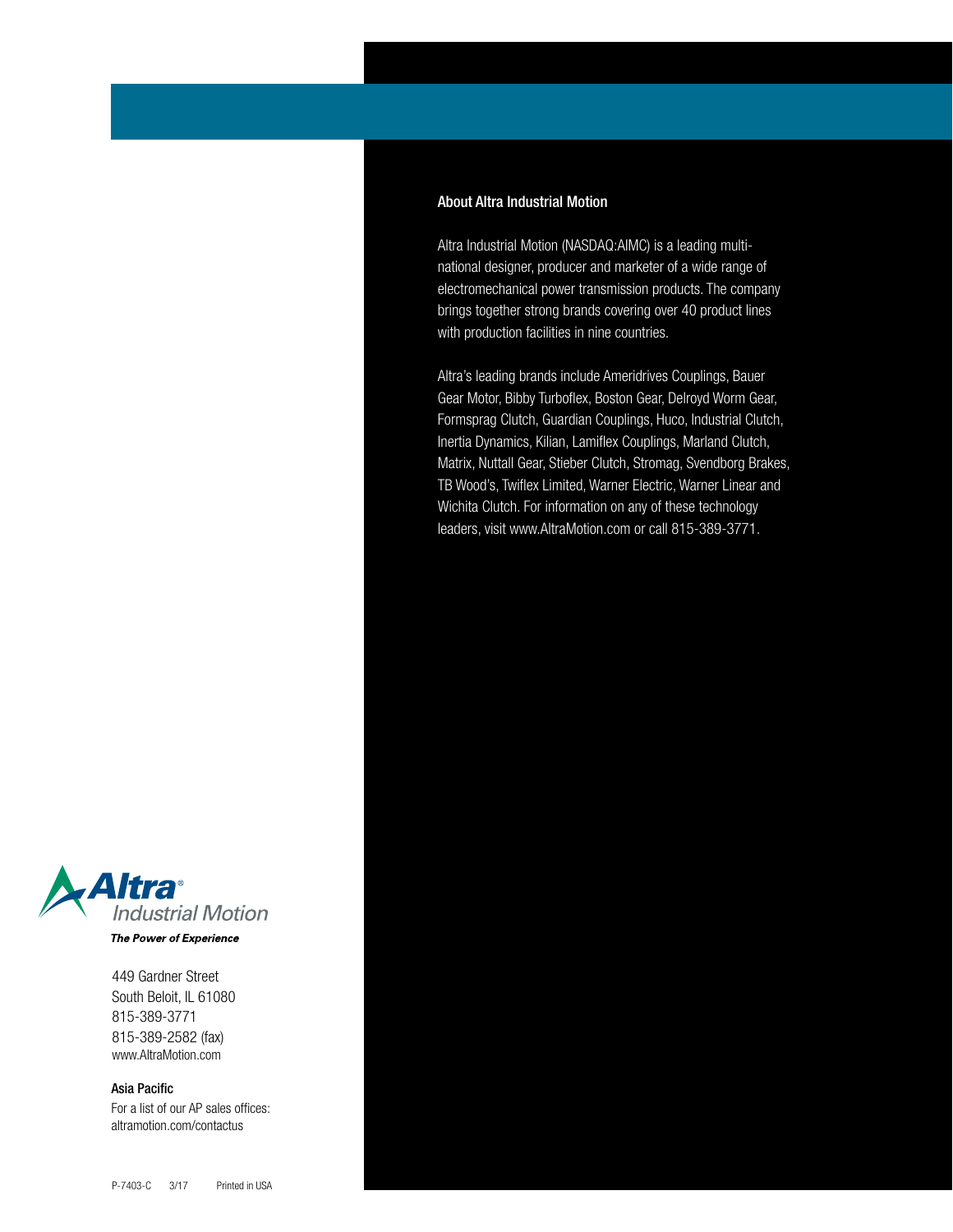## About Altra Industrial Motion

Altra Industrial Motion (NASDAQ:AIMC) is a leading multi-national designer, producer and marketer of a wide range of electromechanical power transmission products. The company brings together strong brands covering over 40 product lines with production facilities in nine countries.

Altra's leading brands include Ameridrives Couplings, Bauer Gear Motor, Bibby Turboflex, Boston Gear, Delroyd Worm Gear, Formsprag Clutch, Guardian Couplings, Huco, Industrial Clutch, Inertia Dynamics, Kilian, Lamiflex Couplings, Marland Clutch, Matrix, Nuttall Gear, Stieber Clutch, Stromag, Svendborg Brakes, TB Wood's, Twiflex Limited, Warner Electric, Warner Linear and Wichita Clutch. For information on any of these technology leaders, visit www.AltraMotion.com or call 815-389-3771.

Altra® Industrial Motion

*The Power of Experience*

449 Gardner Street
South Beloit, IL 61080
815-389-3771
815-389-2582 (fax)
www.AltraMotion.com

**Asia Pacific**
For a list of our AP sales offices:
altramotion.com/contactus

P-7403-C 3/17 Printed in USA